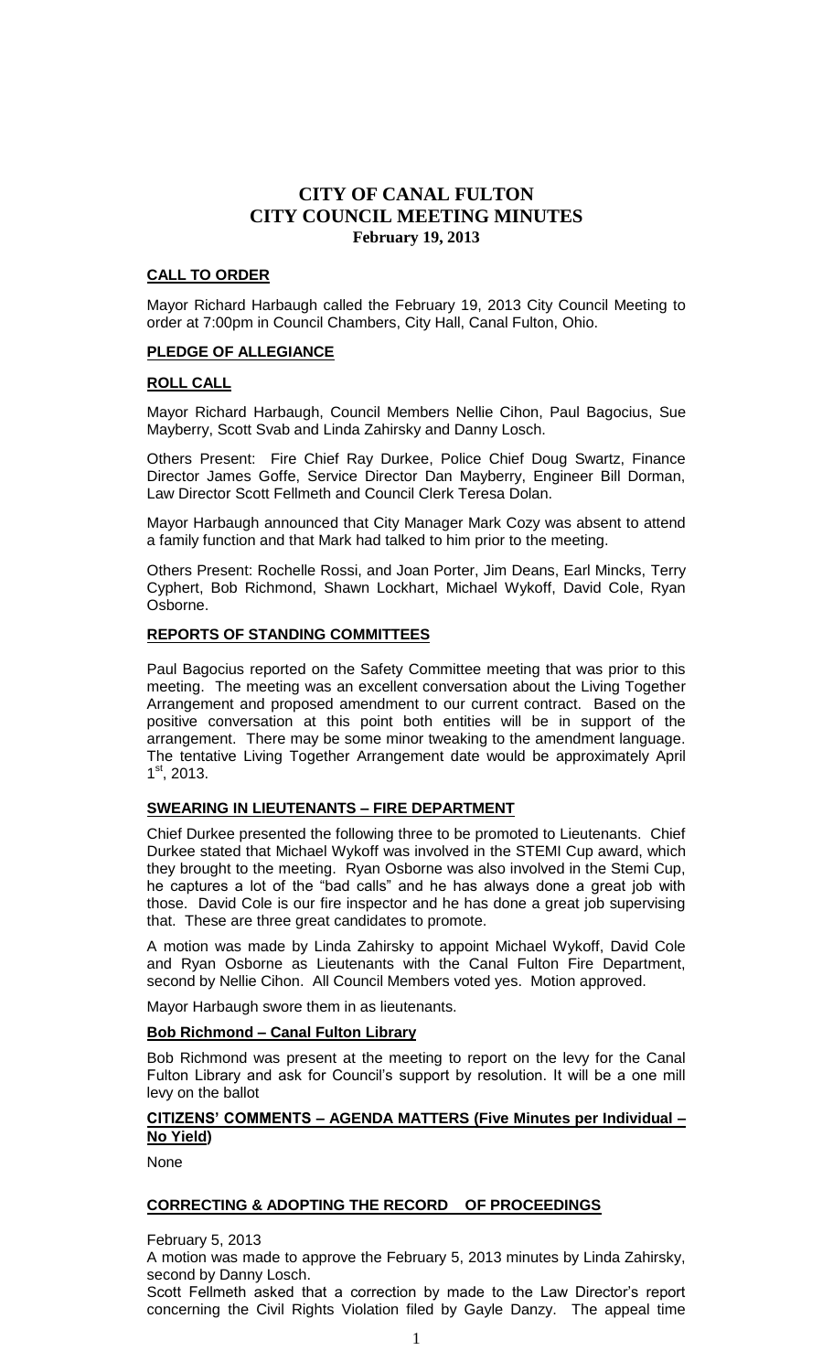# CITY OF CANAL FULTON
# CITY COUNCIL MEETING MINUTES
### February 19, 2013

**CALL TO ORDER**

Mayor Richard Harbaugh called the February 19, 2013 City Council Meeting to order at 7:00pm in Council Chambers, City Hall, Canal Fulton, Ohio.

**PLEDGE OF ALLEGIANCE**

**ROLL CALL**

Mayor Richard Harbaugh, Council Members Nellie Cihon, Paul Bagocius, Sue Mayberry, Scott Svab and Linda Zahirsky and Danny Losch.

Others Present: Fire Chief Ray Durkee, Police Chief Doug Swartz, Finance Director James Goffe, Service Director Dan Mayberry, Engineer Bill Dorman, Law Director Scott Fellmeth and Council Clerk Teresa Dolan.

Mayor Harbaugh announced that City Manager Mark Cozy was absent to attend a family function and that Mark had talked to him prior to the meeting.

Others Present: Rochelle Rossi, and Joan Porter, Jim Deans, Earl Mincks, Terry Cyphert, Bob Richmond, Shawn Lockhart, Michael Wykoff, David Cole, Ryan Osborne.

**REPORTS OF STANDING COMMITTEES**

Paul Bagocius reported on the Safety Committee meeting that was prior to this meeting. The meeting was an excellent conversation about the Living Together Arrangement and proposed amendment to our current contract. Based on the positive conversation at this point both entities will be in support of the arrangement. There may be some minor tweaking to the amendment language. The tentative Living Together Arrangement date would be approximately April 1st, 2013.

**SWEARING IN LIEUTENANTS – FIRE DEPARTMENT**

Chief Durkee presented the following three to be promoted to Lieutenants. Chief Durkee stated that Michael Wykoff was involved in the STEMI Cup award, which they brought to the meeting. Ryan Osborne was also involved in the Stemi Cup, he captures a lot of the "bad calls" and he has always done a great job with those. David Cole is our fire inspector and he has done a great job supervising that. These are three great candidates to promote.

A motion was made by Linda Zahirsky to appoint Michael Wykoff, David Cole and Ryan Osborne as Lieutenants with the Canal Fulton Fire Department, second by Nellie Cihon. All Council Members voted yes. Motion approved.

Mayor Harbaugh swore them in as lieutenants.

**Bob Richmond – Canal Fulton Library**

Bob Richmond was present at the meeting to report on the levy for the Canal Fulton Library and ask for Council's support by resolution. It will be a one mill levy on the ballot

**CITIZENS' COMMENTS – AGENDA MATTERS (Five Minutes per Individual – No Yield)**

None

**CORRECTING & ADOPTING THE RECORD OF PROCEEDINGS**

February 5, 2013

A motion was made to approve the February 5, 2013 minutes by Linda Zahirsky, second by Danny Losch.

Scott Fellmeth asked that a correction by made to the Law Director's report concerning the Civil Rights Violation filed by Gayle Danzy. The appeal time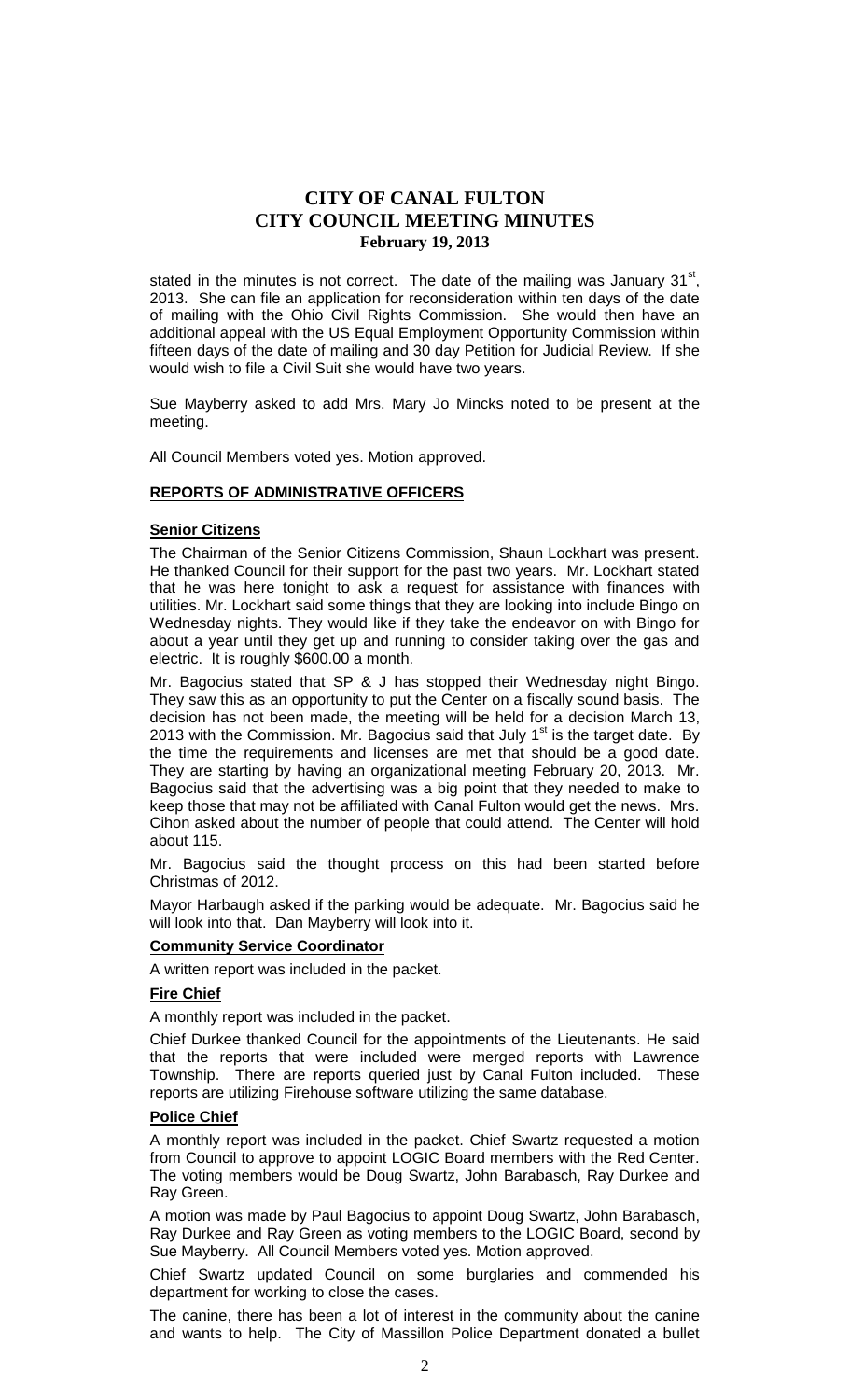stated in the minutes is not correct. The date of the mailing was January 31st, 2013. She can file an application for reconsideration within ten days of the date of mailing with the Ohio Civil Rights Commission. She would then have an additional appeal with the US Equal Employment Opportunity Commission within fifteen days of the date of mailing and 30 day Petition for Judicial Review. If she would wish to file a Civil Suit she would have two years.

Sue Mayberry asked to add Mrs. Mary Jo Mincks noted to be present at the meeting.

All Council Members voted yes. Motion approved.

## REPORTS OF ADMINISTRATIVE OFFICERS

### Senior Citizens

The Chairman of the Senior Citizens Commission, Shaun Lockhart was present. He thanked Council for their support for the past two years. Mr. Lockhart stated that he was here tonight to ask a request for assistance with finances with utilities. Mr. Lockhart said some things that they are looking into include Bingo on Wednesday nights. They would like if they take the endeavor on with Bingo for about a year until they get up and running to consider taking over the gas and electric. It is roughly $600.00 a month.

Mr. Bagocius stated that SP & J has stopped their Wednesday night Bingo. They saw this as an opportunity to put the Center on a fiscally sound basis. The decision has not been made, the meeting will be held for a decision March 13, 2013 with the Commission. Mr. Bagocius said that July 1st is the target date. By the time the requirements and licenses are met that should be a good date. They are starting by having an organizational meeting February 20, 2013. Mr. Bagocius said that the advertising was a big point that they needed to make to keep those that may not be affiliated with Canal Fulton would get the news. Mrs. Cihon asked about the number of people that could attend. The Center will hold about 115.

Mr. Bagocius said the thought process on this had been started before Christmas of 2012.

Mayor Harbaugh asked if the parking would be adequate. Mr. Bagocius said he will look into that. Dan Mayberry will look into it.

### Community Service Coordinator

A written report was included in the packet.

### Fire Chief

A monthly report was included in the packet.

Chief Durkee thanked Council for the appointments of the Lieutenants. He said that the reports that were included were merged reports with Lawrence Township. There are reports queried just by Canal Fulton included. These reports are utilizing Firehouse software utilizing the same database.

### Police Chief

A monthly report was included in the packet. Chief Swartz requested a motion from Council to approve to appoint LOGIC Board members with the Red Center. The voting members would be Doug Swartz, John Barabasch, Ray Durkee and Ray Green.

A motion was made by Paul Bagocius to appoint Doug Swartz, John Barabasch, Ray Durkee and Ray Green as voting members to the LOGIC Board, second by Sue Mayberry. All Council Members voted yes. Motion approved.

Chief Swartz updated Council on some burglaries and commended his department for working to close the cases.

The canine, there has been a lot of interest in the community about the canine and wants to help. The City of Massillon Police Department donated a bullet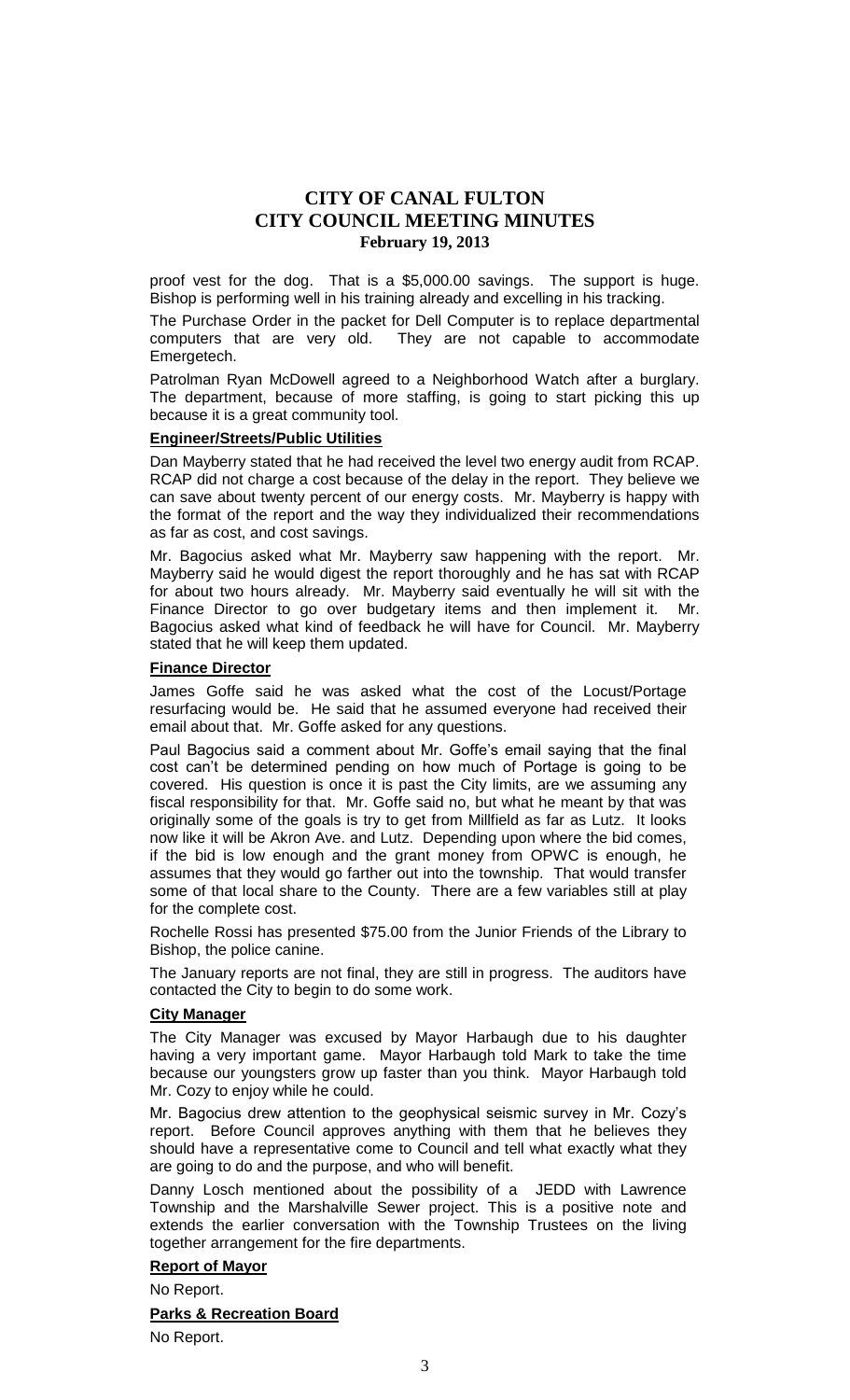proof vest for the dog. That is a $5,000.00 savings. The support is huge. Bishop is performing well in his training already and excelling in his tracking.

The Purchase Order in the packet for Dell Computer is to replace departmental computers that are very old. They are not capable to accommodate Emergetech.

Patrolman Ryan McDowell agreed to a Neighborhood Watch after a burglary. The department, because of more staffing, is going to start picking this up because it is a great community tool.

**Engineer/Streets/Public Utilities**

Dan Mayberry stated that he had received the level two energy audit from RCAP. RCAP did not charge a cost because of the delay in the report. They believe we can save about twenty percent of our energy costs. Mr. Mayberry is happy with the format of the report and the way they individualized their recommendations as far as cost, and cost savings.

Mr. Bagocius asked what Mr. Mayberry saw happening with the report. Mr. Mayberry said he would digest the report thoroughly and he has sat with RCAP for about two hours already. Mr. Mayberry said eventually he will sit with the Finance Director to go over budgetary items and then implement it. Mr. Bagocius asked what kind of feedback he will have for Council. Mr. Mayberry stated that he will keep them updated.

**Finance Director**

James Goffe said he was asked what the cost of the Locust/Portage resurfacing would be. He said that he assumed everyone had received their email about that. Mr. Goffe asked for any questions.

Paul Bagocius said a comment about Mr. Goffe's email saying that the final cost can't be determined pending on how much of Portage is going to be covered. His question is once it is past the City limits, are we assuming any fiscal responsibility for that. Mr. Goffe said no, but what he meant by that was originally some of the goals is try to get from Millfield as far as Lutz. It looks now like it will be Akron Ave. and Lutz. Depending upon where the bid comes, if the bid is low enough and the grant money from OPWC is enough, he assumes that they would go farther out into the township. That would transfer some of that local share to the County. There are a few variables still at play for the complete cost.

Rochelle Rossi has presented $75.00 from the Junior Friends of the Library to Bishop, the police canine.

The January reports are not final, they are still in progress. The auditors have contacted the City to begin to do some work.

**City Manager**

The City Manager was excused by Mayor Harbaugh due to his daughter having a very important game. Mayor Harbaugh told Mark to take the time because our youngsters grow up faster than you think. Mayor Harbaugh told Mr. Cozy to enjoy while he could.

Mr. Bagocius drew attention to the geophysical seismic survey in Mr. Cozy's report. Before Council approves anything with them that he believes they should have a representative come to Council and tell what exactly what they are going to do and the purpose, and who will benefit.

Danny Losch mentioned about the possibility of a JEDD with Lawrence Township and the Marshalville Sewer project. This is a positive note and extends the earlier conversation with the Township Trustees on the living together arrangement for the fire departments.

**Report of Mayor**

No Report.

**Parks & Recreation Board**

No Report.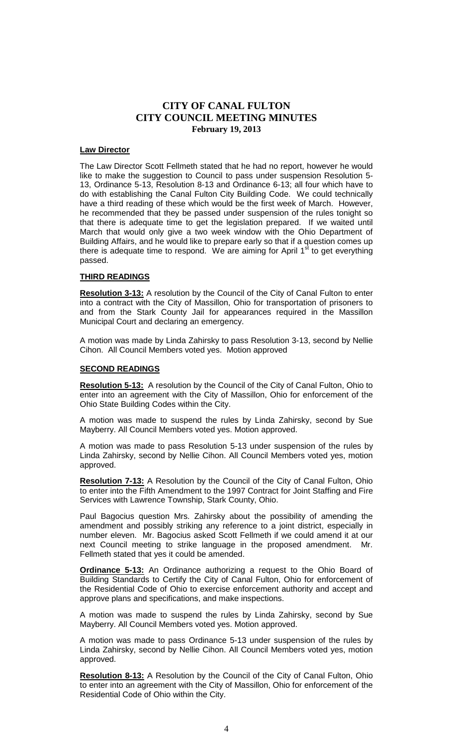# CITY OF CANAL FULTON
# CITY COUNCIL MEETING MINUTES
### February 19, 2013

**Law Director**

The Law Director Scott Fellmeth stated that he had no report, however he would like to make the suggestion to Council to pass under suspension Resolution 5-13, Ordinance 5-13, Resolution 8-13 and Ordinance 6-13; all four which have to do with establishing the Canal Fulton City Building Code. We could technically have a third reading of these which would be the first week of March. However, he recommended that they be passed under suspension of the rules tonight so that there is adequate time to get the legislation prepared. If we waited until March that would only give a two week window with the Ohio Department of Building Affairs, and he would like to prepare early so that if a question comes up there is adequate time to respond. We are aiming for April 1st to get everything passed.

**THIRD READINGS**

**Resolution 3-13:** A resolution by the Council of the City of Canal Fulton to enter into a contract with the City of Massillon, Ohio for transportation of prisoners to and from the Stark County Jail for appearances required in the Massillon Municipal Court and declaring an emergency.

A motion was made by Linda Zahirsky to pass Resolution 3-13, second by Nellie Cihon. All Council Members voted yes. Motion approved

**SECOND READINGS**

**Resolution 5-13:** A resolution by the Council of the City of Canal Fulton, Ohio to enter into an agreement with the City of Massillon, Ohio for enforcement of the Ohio State Building Codes within the City.

A motion was made to suspend the rules by Linda Zahirsky, second by Sue Mayberry. All Council Members voted yes. Motion approved.

A motion was made to pass Resolution 5-13 under suspension of the rules by Linda Zahirsky, second by Nellie Cihon. All Council Members voted yes, motion approved.

**Resolution 7-13:** A Resolution by the Council of the City of Canal Fulton, Ohio to enter into the Fifth Amendment to the 1997 Contract for Joint Staffing and Fire Services with Lawrence Township, Stark County, Ohio.

Paul Bagocius question Mrs. Zahirsky about the possibility of amending the amendment and possibly striking any reference to a joint district, especially in number eleven. Mr. Bagocius asked Scott Fellmeth if we could amend it at our next Council meeting to strike language in the proposed amendment. Mr. Fellmeth stated that yes it could be amended.

**Ordinance 5-13:** An Ordinance authorizing a request to the Ohio Board of Building Standards to Certify the City of Canal Fulton, Ohio for enforcement of the Residential Code of Ohio to exercise enforcement authority and accept and approve plans and specifications, and make inspections.

A motion was made to suspend the rules by Linda Zahirsky, second by Sue Mayberry. All Council Members voted yes. Motion approved.

A motion was made to pass Ordinance 5-13 under suspension of the rules by Linda Zahirsky, second by Nellie Cihon. All Council Members voted yes, motion approved.

**Resolution 8-13:** A Resolution by the Council of the City of Canal Fulton, Ohio to enter into an agreement with the City of Massillon, Ohio for enforcement of the Residential Code of Ohio within the City.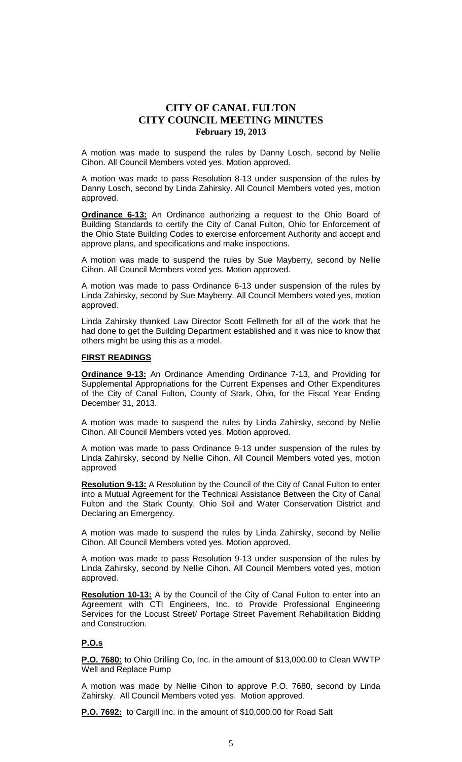# CITY OF CANAL FULTON
# CITY COUNCIL MEETING MINUTES
**February 19, 2013**

A motion was made to suspend the rules by Danny Losch, second by Nellie Cihon. All Council Members voted yes. Motion approved.

A motion was made to pass Resolution 8-13 under suspension of the rules by Danny Losch, second by Linda Zahirsky. All Council Members voted yes, motion approved.

**Ordinance 6-13:** An Ordinance authorizing a request to the Ohio Board of Building Standards to certify the City of Canal Fulton, Ohio for Enforcement of the Ohio State Building Codes to exercise enforcement Authority and accept and approve plans, and specifications and make inspections.

A motion was made to suspend the rules by Sue Mayberry, second by Nellie Cihon. All Council Members voted yes. Motion approved.

A motion was made to pass Ordinance 6-13 under suspension of the rules by Linda Zahirsky, second by Sue Mayberry. All Council Members voted yes, motion approved.

Linda Zahirsky thanked Law Director Scott Fellmeth for all of the work that he had done to get the Building Department established and it was nice to know that others might be using this as a model.

**FIRST READINGS**

**Ordinance 9-13:** An Ordinance Amending Ordinance 7-13, and Providing for Supplemental Appropriations for the Current Expenses and Other Expenditures of the City of Canal Fulton, County of Stark, Ohio, for the Fiscal Year Ending December 31, 2013.

A motion was made to suspend the rules by Linda Zahirsky, second by Nellie Cihon. All Council Members voted yes. Motion approved.

A motion was made to pass Ordinance 9-13 under suspension of the rules by Linda Zahirsky, second by Nellie Cihon. All Council Members voted yes, motion approved

**Resolution 9-13:** A Resolution by the Council of the City of Canal Fulton to enter into a Mutual Agreement for the Technical Assistance Between the City of Canal Fulton and the Stark County, Ohio Soil and Water Conservation District and Declaring an Emergency.

A motion was made to suspend the rules by Linda Zahirsky, second by Nellie Cihon. All Council Members voted yes. Motion approved.

A motion was made to pass Resolution 9-13 under suspension of the rules by Linda Zahirsky, second by Nellie Cihon. All Council Members voted yes, motion approved.

**Resolution 10-13:** A by the Council of the City of Canal Fulton to enter into an Agreement with CTI Engineers, Inc. to Provide Professional Engineering Services for the Locust Street/ Portage Street Pavement Rehabilitation Bidding and Construction.

**P.O.s**

**P.O. 7680:** to Ohio Drilling Co, Inc. in the amount of $13,000.00 to Clean WWTP Well and Replace Pump

A motion was made by Nellie Cihon to approve P.O. 7680, second by Linda Zahirsky. All Council Members voted yes. Motion approved.

**P.O. 7692:** to Cargill Inc. in the amount of $10,000.00 for Road Salt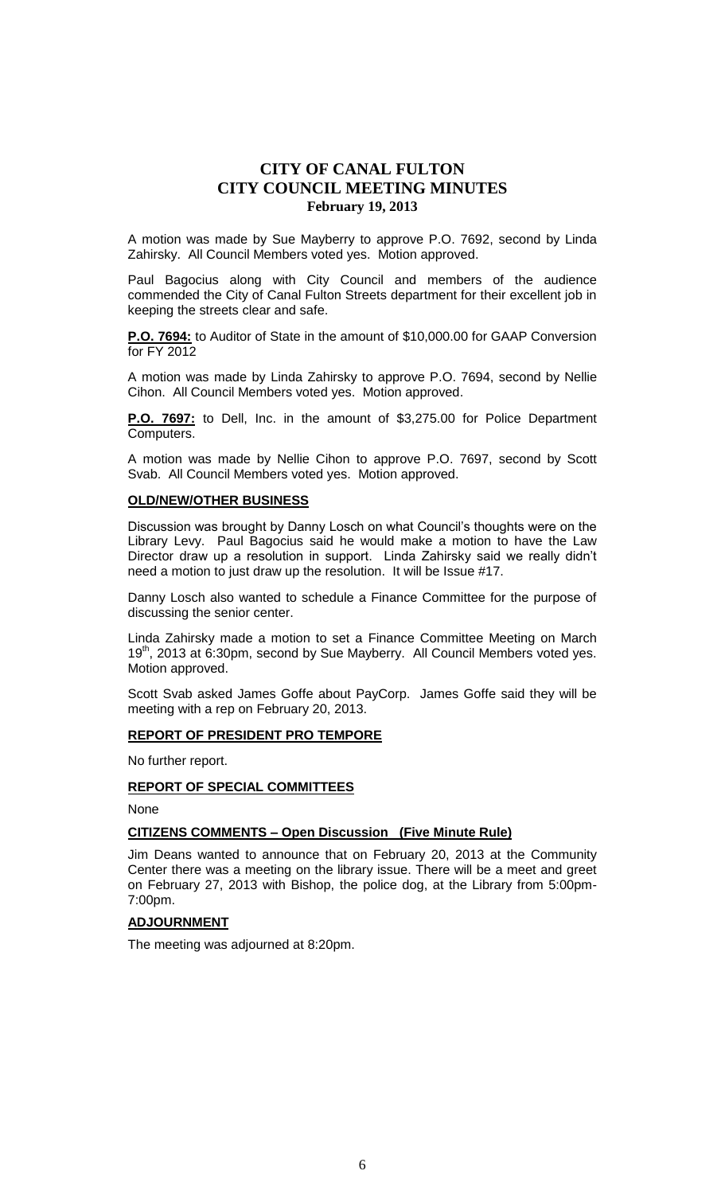# CITY OF CANAL FULTON
# CITY COUNCIL MEETING MINUTES
### February 19, 2013

A motion was made by Sue Mayberry to approve P.O. 7692, second by Linda Zahirsky. All Council Members voted yes. Motion approved.

Paul Bagocius along with City Council and members of the audience commended the City of Canal Fulton Streets department for their excellent job in keeping the streets clear and safe.

**P.O. 7694:** to Auditor of State in the amount of $10,000.00 for GAAP Conversion for FY 2012

A motion was made by Linda Zahirsky to approve P.O. 7694, second by Nellie Cihon. All Council Members voted yes. Motion approved.

**P.O. 7697:** to Dell, Inc. in the amount of $3,275.00 for Police Department Computers.

A motion was made by Nellie Cihon to approve P.O. 7697, second by Scott Svab. All Council Members voted yes. Motion approved.

**OLD/NEW/OTHER BUSINESS**

Discussion was brought by Danny Losch on what Council's thoughts were on the Library Levy. Paul Bagocius said he would make a motion to have the Law Director draw up a resolution in support. Linda Zahirsky said we really didn't need a motion to just draw up the resolution. It will be Issue #17.

Danny Losch also wanted to schedule a Finance Committee for the purpose of discussing the senior center.

Linda Zahirsky made a motion to set a Finance Committee Meeting on March 19th, 2013 at 6:30pm, second by Sue Mayberry. All Council Members voted yes. Motion approved.

Scott Svab asked James Goffe about PayCorp. James Goffe said they will be meeting with a rep on February 20, 2013.

**REPORT OF PRESIDENT PRO TEMPORE**

No further report.

**REPORT OF SPECIAL COMMITTEES**

None

**CITIZENS COMMENTS – Open Discussion (Five Minute Rule)**

Jim Deans wanted to announce that on February 20, 2013 at the Community Center there was a meeting on the library issue. There will be a meet and greet on February 27, 2013 with Bishop, the police dog, at the Library from 5:00pm-7:00pm.

**ADJOURNMENT**

The meeting was adjourned at 8:20pm.